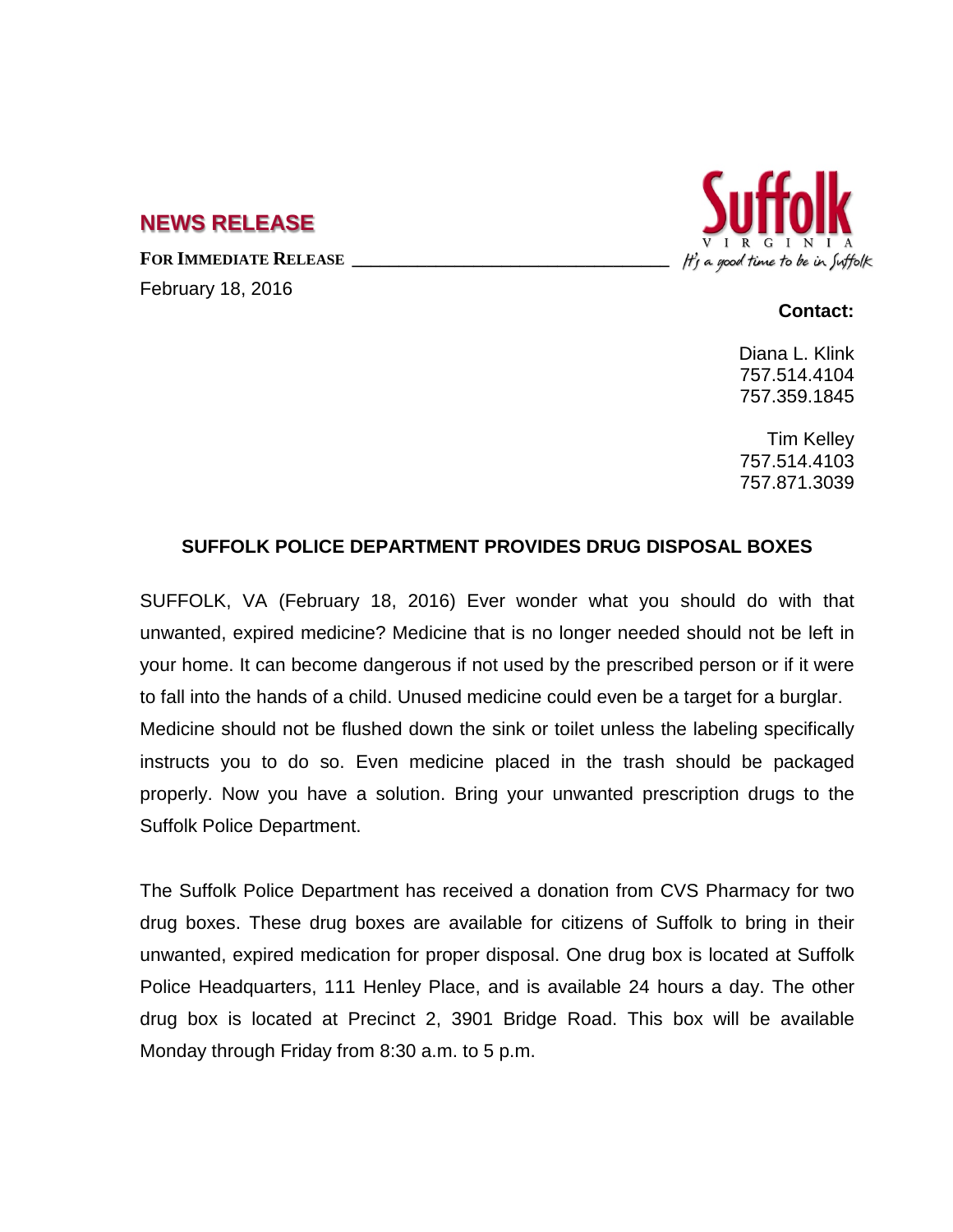## NEWS RELEASE

**FOR IMMEDIATE RELEASE**

February 18, 2016

**Contact:**

Diana L. Klink
757.514.4104
757.359.1845

Tim Kelley
757.514.4103
757.871.3039

### SUFFOLK POLICE DEPARTMENT PROVIDES DRUG DISPOSAL BOXES

SUFFOLK, VA (February 18, 2016) Ever wonder what you should do with that unwanted, expired medicine? Medicine that is no longer needed should not be left in your home. It can become dangerous if not used by the prescribed person or if it were to fall into the hands of a child. Unused medicine could even be a target for a burglar. Medicine should not be flushed down the sink or toilet unless the labeling specifically instructs you to do so. Even medicine placed in the trash should be packaged properly. Now you have a solution. Bring your unwanted prescription drugs to the Suffolk Police Department.

The Suffolk Police Department has received a donation from CVS Pharmacy for two drug boxes. These drug boxes are available for citizens of Suffolk to bring in their unwanted, expired medication for proper disposal. One drug box is located at Suffolk Police Headquarters, 111 Henley Place, and is available 24 hours a day. The other drug box is located at Precinct 2, 3901 Bridge Road. This box will be available Monday through Friday from 8:30 a.m. to 5 p.m.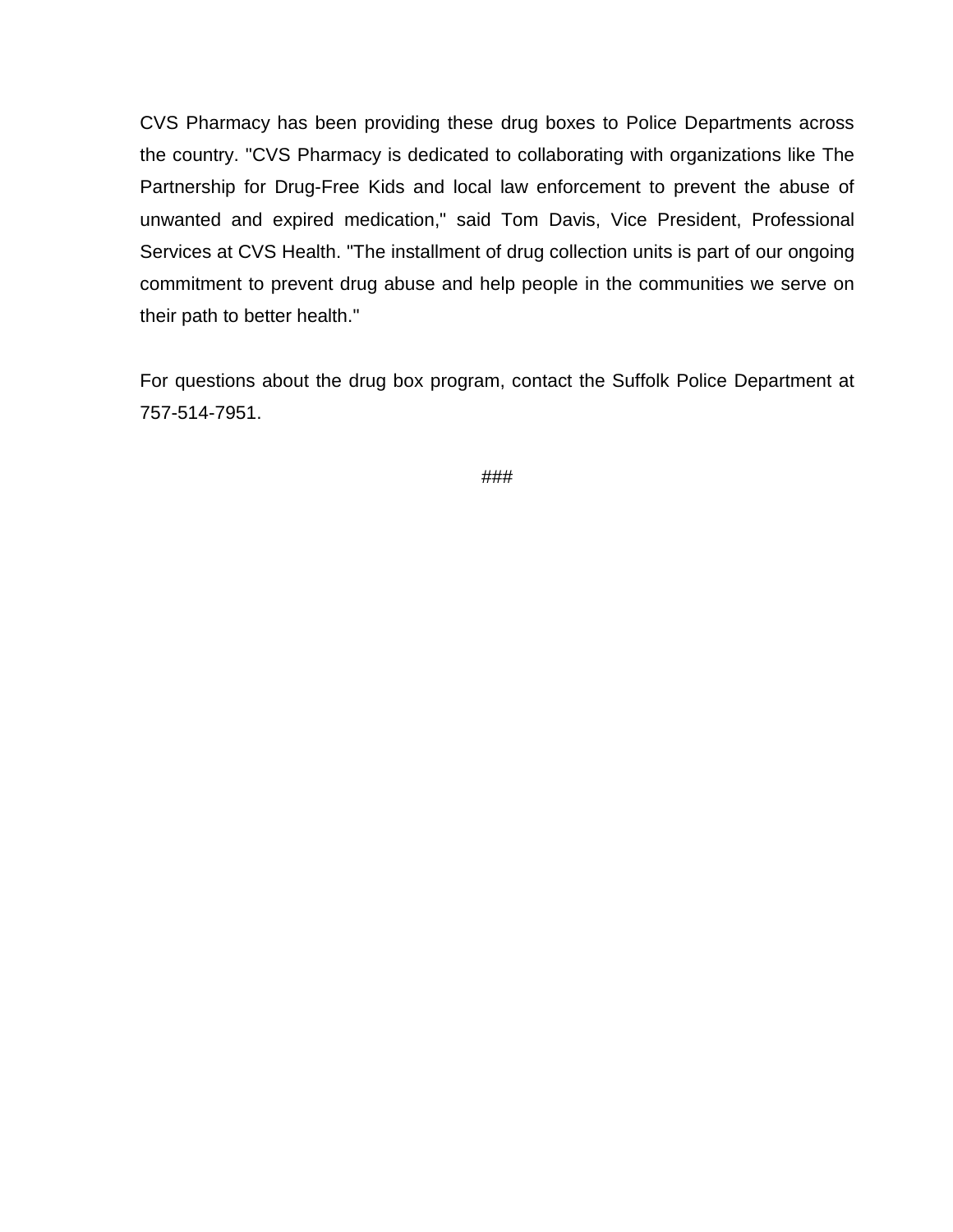CVS Pharmacy has been providing these drug boxes to Police Departments across the country. "CVS Pharmacy is dedicated to collaborating with organizations like The Partnership for Drug-Free Kids and local law enforcement to prevent the abuse of unwanted and expired medication," said Tom Davis, Vice President, Professional Services at CVS Health. "The installment of drug collection units is part of our ongoing commitment to prevent drug abuse and help people in the communities we serve on their path to better health."

For questions about the drug box program, contact the Suffolk Police Department at 757-514-7951.

###